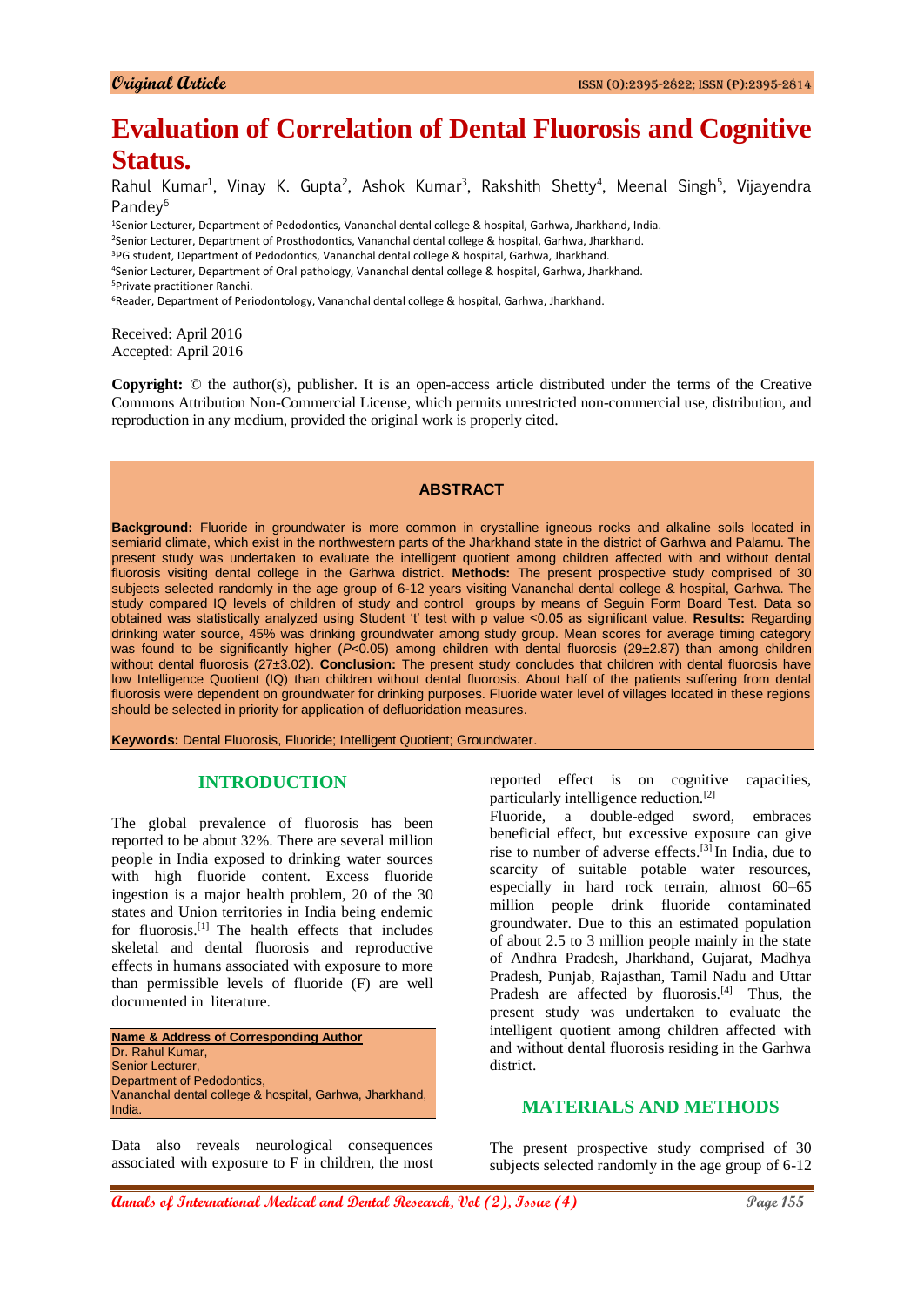Original Article

# Evaluation of Correlation of Dental Fluorosis and Cognitive Status.

Rahul Kumar[1], Vinay K. Gupta[2], Ashok Kumar[3], Rakshith Shetty[4], Meenal Singh[5], Vijayendra Pandey[6]

[1]Senior Lecturer, Department of Pedodontics, Vananchal dental college & hospital, Garhwa, Jharkhand, India.
[2]Senior Lecturer, Department of Prosthodontics, Vananchal dental college & hospital, Garhwa, Jharkhand.
[3]PG student, Department of Pedodontics, Vananchal dental college & hospital, Garhwa, Jharkhand.
[4]Senior Lecturer, Department of Oral pathology, Vananchal dental college & hospital, Garhwa, Jharkhand.
[5]Private practitioner Ranchi.
[6]Reader, Department of Periodontology, Vananchal dental college & hospital, Garhwa, Jharkhand.

Received: April 2016
Accepted: April 2016

**Copyright:** © the author(s), publisher. It is an open-access article distributed under the terms of the Creative Commons Attribution Non-Commercial License, which permits unrestricted non-commercial use, distribution, and reproduction in any medium, provided the original work is properly cited.

## ABSTRACT

**Background:** Fluoride in groundwater is more common in crystalline igneous rocks and alkaline soils located in semiarid climate, which exist in the northwestern parts of the Jharkhand state in the district of Garhwa and Palamu. The present study was undertaken to evaluate the intelligent quotient among children affected with and without dental fluorosis visiting dental college in the Garhwa district. **Methods:** The present prospective study comprised of 30 subjects selected randomly in the age group of 6-12 years visiting Vananchal dental college & hospital, Garhwa. The study compared IQ levels of children of study and control groups by means of Seguin Form Board Test. Data so obtained was statistically analyzed using Student 't' test with p value <0.05 as significant value. **Results:** Regarding drinking water source, 45% was drinking groundwater among study group. Mean scores for average timing category was found to be significantly higher (*P*<0.05) among children with dental fluorosis (29±2.87) than among children without dental fluorosis (27±3.02). **Conclusion:** The present study concludes that children with dental fluorosis have low Intelligence Quotient (IQ) than children without dental fluorosis. About half of the patients suffering from dental fluorosis were dependent on groundwater for drinking purposes. Fluoride water level of villages located in these regions should be selected in priority for application of defluoridation measures.

**Keywords:** Dental Fluorosis, Fluoride; Intelligent Quotient; Groundwater.

## INTRODUCTION

The global prevalence of fluorosis has been reported to be about 32%. There are several million people in India exposed to drinking water sources with high fluoride content. Excess fluoride ingestion is a major health problem, 20 of the 30 states and Union territories in India being endemic for fluorosis.[1] The health effects that includes skeletal and dental fluorosis and reproductive effects in humans associated with exposure to more than permissible levels of fluoride (F) are well documented in literature.

**Name & Address of Corresponding Author**
Dr. Rahul Kumar,
Senior Lecturer,
Department of Pedodontics,
Vananchal dental college & hospital, Garhwa, Jharkhand, India.

Data also reveals neurological consequences associated with exposure to F in children, the most reported effect is on cognitive capacities, particularly intelligence reduction.[2]

Fluoride, a double-edged sword, embraces beneficial effect, but excessive exposure can give rise to number of adverse effects.[3] In India, due to scarcity of suitable potable water resources, especially in hard rock terrain, almost 60–65 million people drink fluoride contaminated groundwater. Due to this an estimated population of about 2.5 to 3 million people mainly in the state of Andhra Pradesh, Jharkhand, Gujarat, Madhya Pradesh, Punjab, Rajasthan, Tamil Nadu and Uttar Pradesh are affected by fluorosis.[4] Thus, the present study was undertaken to evaluate the intelligent quotient among children affected with and without dental fluorosis residing in the Garhwa district.

## MATERIALS AND METHODS

The present prospective study comprised of 30 subjects selected randomly in the age group of 6-12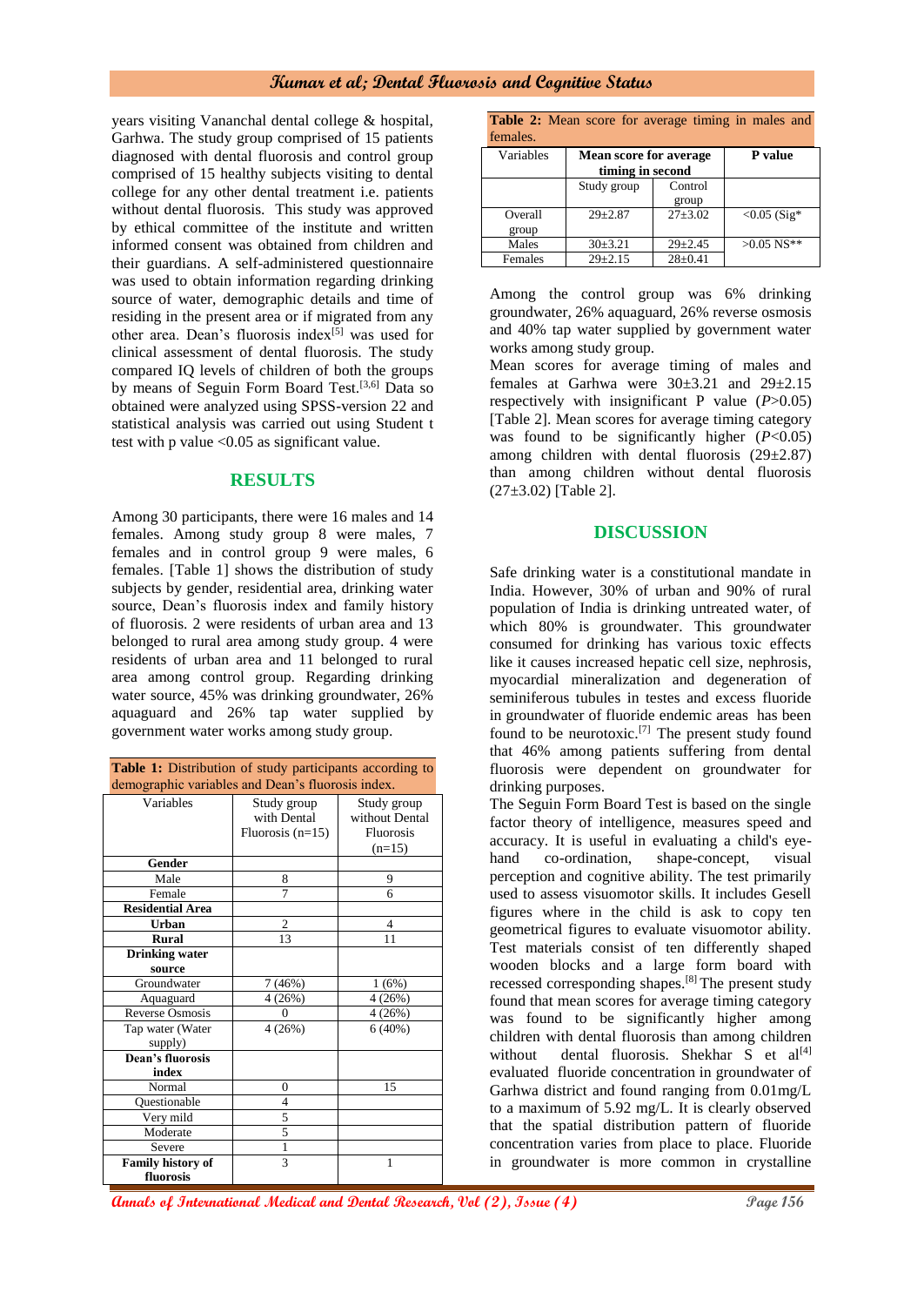years visiting Vananchal dental college & hospital, Garhwa. The study group comprised of 15 patients diagnosed with dental fluorosis and control group comprised of 15 healthy subjects visiting to dental college for any other dental treatment i.e. patients without dental fluorosis. This study was approved by ethical committee of the institute and written informed consent was obtained from children and their guardians. A self-administered questionnaire was used to obtain information regarding drinking source of water, demographic details and time of residing in the present area or if migrated from any other area. Dean's fluorosis index[5] was used for clinical assessment of dental fluorosis. The study compared IQ levels of children of both the groups by means of Seguin Form Board Test.[3,6] Data so obtained were analyzed using SPSS-version 22 and statistical analysis was carried out using Student t test with p value <0.05 as significant value.

## RESULTS

Among 30 participants, there were 16 males and 14 females. Among study group 8 were males, 7 females and in control group 9 were males, 6 females. [Table 1] shows the distribution of study subjects by gender, residential area, drinking water source, Dean's fluorosis index and family history of fluorosis. 2 were residents of urban area and 13 belonged to rural area among study group. 4 were residents of urban area and 11 belonged to rural area among control group. Regarding drinking water source, 45% was drinking groundwater, 26% aquaguard and 26% tap water supplied by government water works among study group.

**Table 1:** Distribution of study participants according to demographic variables and Dean's fluorosis index.

| Variables | Study group with Dental Fluorosis (n=15) | Study group without Dental Fluorosis (n=15) |
|---|---|---|
| **Gender** | | |
| Male | 8 | 9 |
| Female | 7 | 6 |
| **Residential Area** | | |
| **Urban** | 2 | 4 |
| **Rural** | 13 | 11 |
| **Drinking water source** | | |
| Groundwater | 7 (46%) | 1 (6%) |
| Aquaguard | 4 (26%) | 4 (26%) |
| Reverse Osmosis | 0 | 4 (26%) |
| Tap water (Water supply) | 4 (26%) | 6 (40%) |
| **Dean's fluorosis index** | | |
| Normal | 0 | 15 |
| Questionable | 4 | |
| Very mild | 5 | |
| Moderate | 5 | |
| Severe | 1 | |
| **Family history of fluorosis** | 3 | 1 |

**Table 2:** Mean score for average timing in males and females.

| Variables | Mean score for average timing in second | | P value |
|---|---|---|---|
| | Study group | Control group | |
| Overall group | 29±2.87 | 27±3.02 | <0.05 (Sig* |
| Males | 30±3.21 | 29±2.45 | >0.05 NS** |
| Females | 29±2.15 | 28±0.41 | |

Among the control group was 6% drinking groundwater, 26% aquaguard, 26% reverse osmosis and 40% tap water supplied by government water works among study group.

Mean scores for average timing of males and females at Garhwa were 30±3.21 and 29±2.15 respectively with insignificant P value ($P$>0.05) [Table 2]. Mean scores for average timing category was found to be significantly higher ($P$<0.05) among children with dental fluorosis (29±2.87) than among children without dental fluorosis (27±3.02) [Table 2].

## DISCUSSION

Safe drinking water is a constitutional mandate in India. However, 30% of urban and 90% of rural population of India is drinking untreated water, of which 80% is groundwater. This groundwater consumed for drinking has various toxic effects like it causes increased hepatic cell size, nephrosis, myocardial mineralization and degeneration of seminiferous tubules in testes and excess fluoride in groundwater of fluoride endemic areas has been found to be neurotoxic.[7] The present study found that 46% among patients suffering from dental fluorosis were dependent on groundwater for drinking purposes.

The Seguin Form Board Test is based on the single factor theory of intelligence, measures speed and accuracy. It is useful in evaluating a child's eye-hand co-ordination, shape-concept, visual perception and cognitive ability. The test primarily used to assess visuomotor skills. It includes Gesell figures where in the child is ask to copy ten geometrical figures to evaluate visuomotor ability. Test materials consist of ten differently shaped wooden blocks and a large form board with recessed corresponding shapes.[8] The present study found that mean scores for average timing category was found to be significantly higher among children with dental fluorosis than among children without dental fluorosis. Shekhar S et al[4] evaluated fluoride concentration in groundwater of Garhwa district and found ranging from 0.01mg/L to a maximum of 5.92 mg/L. It is clearly observed that the spatial distribution pattern of fluoride concentration varies from place to place. Fluoride in groundwater is more common in crystalline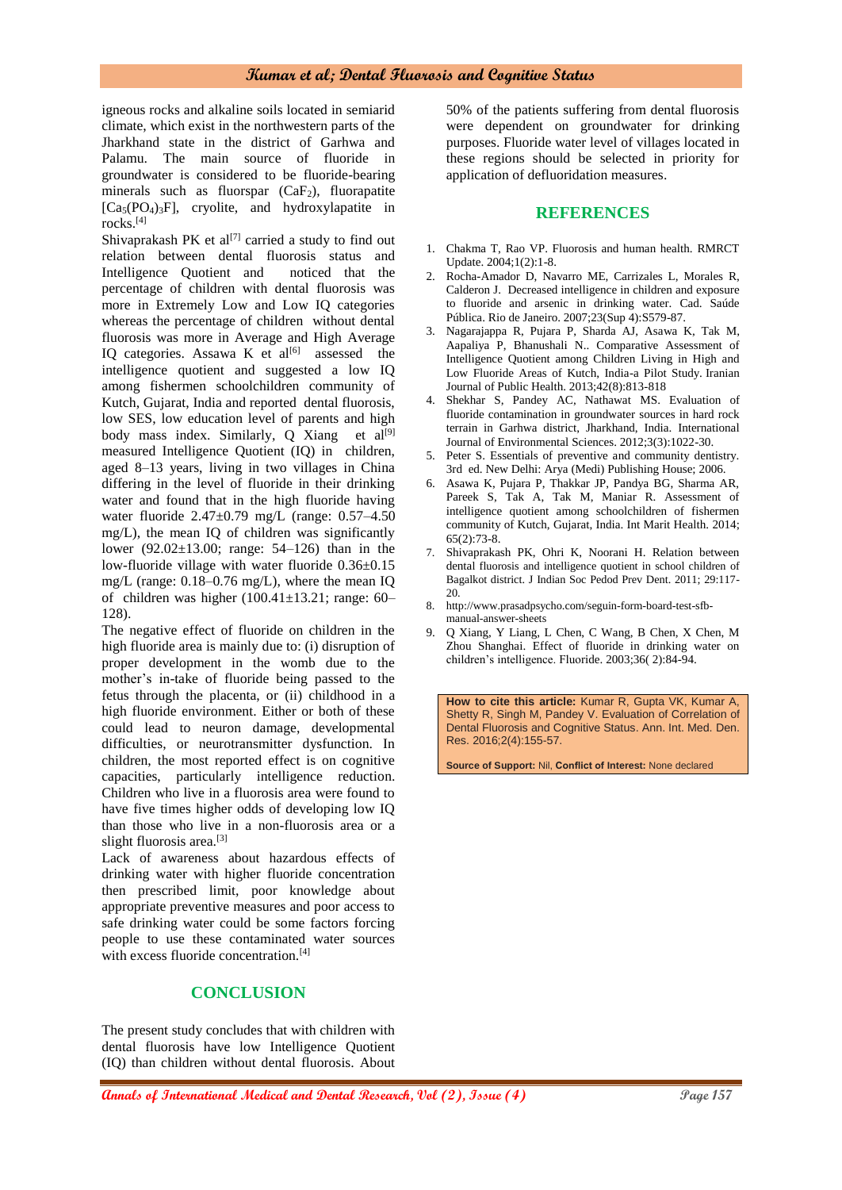igneous rocks and alkaline soils located in semiarid climate, which exist in the northwestern parts of the Jharkhand state in the district of Garhwa and Palamu. The main source of fluoride in groundwater is considered to be fluoride-bearing minerals such as fluorspar ($CaF_2$), fluorapatite [$Ca_5(PO_4)_3F$], cryolite, and hydroxylapatite in rocks.[4]

Shivaprakash PK et al[7] carried a study to find out relation between dental fluorosis status and Intelligence Quotient and noticed that the percentage of children with dental fluorosis was more in Extremely Low and Low IQ categories whereas the percentage of children without dental fluorosis was more in Average and High Average IQ categories. Assawa K et al[6] assessed the intelligence quotient and suggested a low IQ among fishermen schoolchildren community of Kutch, Gujarat, India and reported dental fluorosis, low SES, low education level of parents and high body mass index. Similarly, Q Xiang et al[9] measured Intelligence Quotient (IQ) in children, aged 8–13 years, living in two villages in China differing in the level of fluoride in their drinking water and found that in the high fluoride having water fluoride 2.47±0.79 mg/L (range: 0.57–4.50 mg/L), the mean IQ of children was significantly lower (92.02±13.00; range: 54–126) than in the low-fluoride village with water fluoride 0.36±0.15 mg/L (range: 0.18–0.76 mg/L), where the mean IQ of children was higher (100.41±13.21; range: 60–128).

The negative effect of fluoride on children in the high fluoride area is mainly due to: (i) disruption of proper development in the womb due to the mother's in-take of fluoride being passed to the fetus through the placenta, or (ii) childhood in a high fluoride environment. Either or both of these could lead to neuron damage, developmental difficulties, or neurotransmitter dysfunction. In children, the most reported effect is on cognitive capacities, particularly intelligence reduction. Children who live in a fluorosis area were found to have five times higher odds of developing low IQ than those who live in a non-fluorosis area or a slight fluorosis area.[3]

Lack of awareness about hazardous effects of drinking water with higher fluoride concentration then prescribed limit, poor knowledge about appropriate preventive measures and poor access to safe drinking water could be some factors forcing people to use these contaminated water sources with excess fluoride concentration.[4]

## CONCLUSION

The present study concludes that with children with dental fluorosis have low Intelligence Quotient (IQ) than children without dental fluorosis. About 50% of the patients suffering from dental fluorosis were dependent on groundwater for drinking purposes. Fluoride water level of villages located in these regions should be selected in priority for application of defluoridation measures.

## REFERENCES

1. Chakma T, Rao VP. Fluorosis and human health. RMRCT Update. 2004;1(2):1-8.
2. Rocha-Amador D, Navarro ME, Carrizales L, Morales R, Calderon J. Decreased intelligence in children and exposure to fluoride and arsenic in drinking water. Cad. Saúde Pública. Rio de Janeiro. 2007;23(Sup 4):S579-87.
3. Nagarajappa R, Pujara P, Sharda AJ, Asawa K, Tak M, Aapaliya P, Bhanushali N.. Comparative Assessment of Intelligence Quotient among Children Living in High and Low Fluoride Areas of Kutch, India-a Pilot Study. Iranian Journal of Public Health. 2013;42(8):813-818
4. Shekhar S, Pandey AC, Nathawat MS. Evaluation of fluoride contamination in groundwater sources in hard rock terrain in Garhwa district, Jharkhand, India. International Journal of Environmental Sciences. 2012;3(3):1022-30.
5. Peter S. Essentials of preventive and community dentistry. 3rd ed. New Delhi: Arya (Medi) Publishing House; 2006.
6. Asawa K, Pujara P, Thakkar JP, Pandya BG, Sharma AR, Pareek S, Tak A, Tak M, Maniar R. Assessment of intelligence quotient among schoolchildren of fishermen community of Kutch, Gujarat, India. Int Marit Health. 2014; 65(2):73-8.
7. Shivaprakash PK, Ohri K, Noorani H. Relation between dental fluorosis and intelligence quotient in school children of Bagalkot district. J Indian Soc Pedod Prev Dent. 2011; 29:117-20.
8. http://www.prasadpsycho.com/seguin-form-board-test-sfb-manual-answer-sheets
9. Q Xiang, Y Liang, L Chen, C Wang, B Chen, X Chen, M Zhou Shanghai. Effect of fluoride in drinking water on children's intelligence. Fluoride. 2003;36( 2):84-94.

**How to cite this article:** Kumar R, Gupta VK, Kumar A, Shetty R, Singh M, Pandey V. Evaluation of Correlation of Dental Fluorosis and Cognitive Status. Ann. Int. Med. Den. Res. 2016;2(4):155-57.

**Source of Support:** Nil, **Conflict of Interest:** None declared